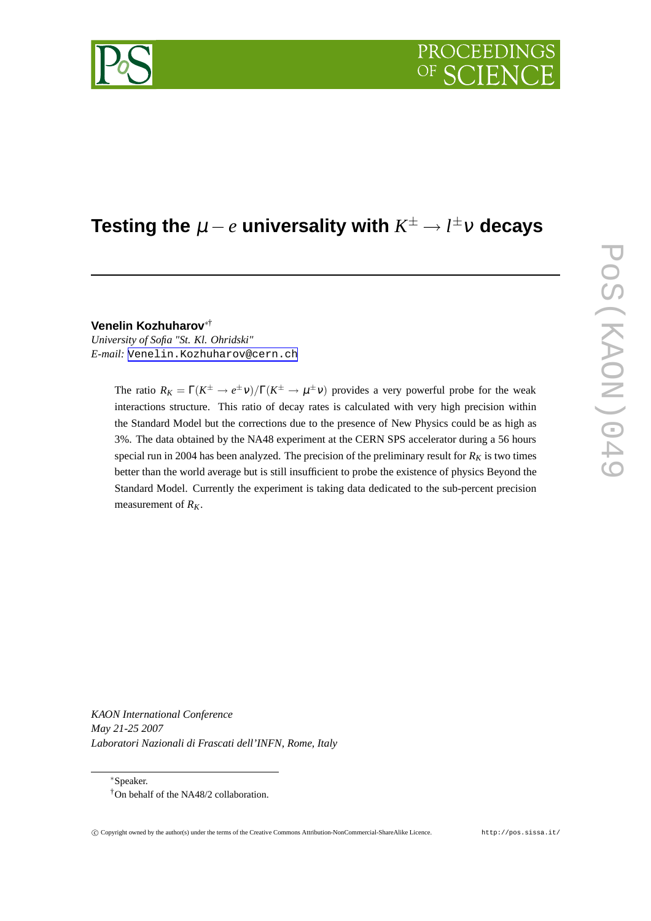# Testing the $\mu - e$ universality with $K^{\pm} \to l^{\pm}\nu$ decays

**Venelin Kozhuharov**[*†]

*University of Sofia "St. Kl. Ohridski"*

*E-mail:* Venelin.Kozhuharov@cern.ch

The ratio $R_K = \Gamma(K^{\pm} \to e^{\pm}\nu)/\Gamma(K^{\pm} \to \mu^{\pm}\nu)$ provides a very powerful probe for the weak interactions structure. This ratio of decay rates is calculated with very high precision within the Standard Model but the corrections due to the presence of New Physics could be as high as 3%. The data obtained by the NA48 experiment at the CERN SPS accelerator during a 56 hours special run in 2004 has been analyzed. The precision of the preliminary result for $R_K$ is two times better than the world average but is still insufficient to probe the existence of physics Beyond the Standard Model. Currently the experiment is taking data dedicated to the sub-percent precision measurement of $R_K$.

*KAON International Conference*
*May 21-25 2007*
*Laboratori Nazionali di Frascati dell'INFN, Rome, Italy*

[*] Speaker.

[†] On behalf of the NA48/2 collaboration.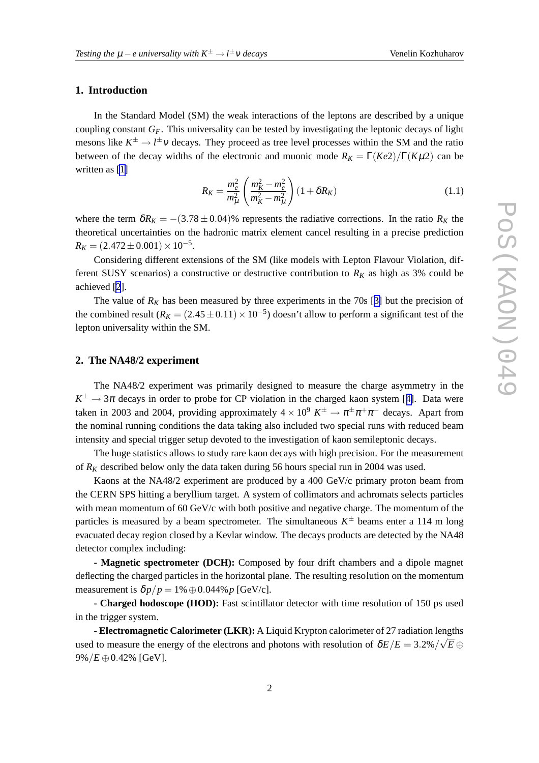## 1. Introduction

In the Standard Model (SM) the weak interactions of the leptons are described by a unique coupling constant $G_F$. This universality can be tested by investigating the leptonic decays of light mesons like $K^\pm \to l^\pm \nu$ decays. They proceed as tree level processes within the SM and the ratio between of the decay widths of the electronic and muonic mode $R_K = \Gamma(Ke2)/\Gamma(K\mu 2)$ can be written as [1]

$$R_K = \frac{m_e^2}{m_\mu^2}\left(\frac{m_K^2 - m_e^2}{m_K^2 - m_\mu^2}\right)(1+\delta R_K) \tag{1.1}$$

where the term $\delta R_K = -(3.78 \pm 0.04)\%$ represents the radiative corrections. In the ratio $R_K$ the theoretical uncertainties on the hadronic matrix element cancel resulting in a precise prediction $R_K = (2.472 \pm 0.001) \times 10^{-5}$.

Considering different extensions of the SM (like models with Lepton Flavour Violation, different SUSY scenarios) a constructive or destructive contribution to $R_K$ as high as 3% could be achieved [2].

The value of $R_K$ has been measured by three experiments in the 70s [3] but the precision of the combined result ($R_K = (2.45 \pm 0.11) \times 10^{-5}$) doesn't allow to perform a significant test of the lepton universality within the SM.

## 2. The NA48/2 experiment

The NA48/2 experiment was primarily designed to measure the charge asymmetry in the $K^\pm \to 3\pi$ decays in order to probe for CP violation in the charged kaon system [4]. Data were taken in 2003 and 2004, providing approximately $4 \times 10^9$ $K^\pm \to \pi^\pm\pi^+\pi^-$ decays. Apart from the nominal running conditions the data taking also included two special runs with reduced beam intensity and special trigger setup devoted to the investigation of kaon semileptonic decays.

The huge statistics allows to study rare kaon decays with high precision. For the measurement of $R_K$ described below only the data taken during 56 hours special run in 2004 was used.

Kaons at the NA48/2 experiment are produced by a 400 GeV/c primary proton beam from the CERN SPS hitting a beryllium target. A system of collimators and achromats selects particles with mean momentum of 60 GeV/c with both positive and negative charge. The momentum of the particles is measured by a beam spectrometer. The simultaneous $K^\pm$ beams enter a 114 m long evacuated decay region closed by a Kevlar window. The decays products are detected by the NA48 detector complex including:

- **Magnetic spectrometer (DCH):** Composed by four drift chambers and a dipole magnet deflecting the charged particles in the horizontal plane. The resulting resolution on the momentum measurement is $\delta p/p = 1\% \oplus 0.044\% p$ [GeV/c].

- **Charged hodoscope (HOD):** Fast scintillator detector with time resolution of 150 ps used in the trigger system.

- **Electromagnetic Calorimeter (LKR):** A Liquid Krypton calorimeter of 27 radiation lengths used to measure the energy of the electrons and photons with resolution of $\delta E/E = 3.2\%/\sqrt{E} \oplus 9\%/E \oplus 0.42\%$ [GeV].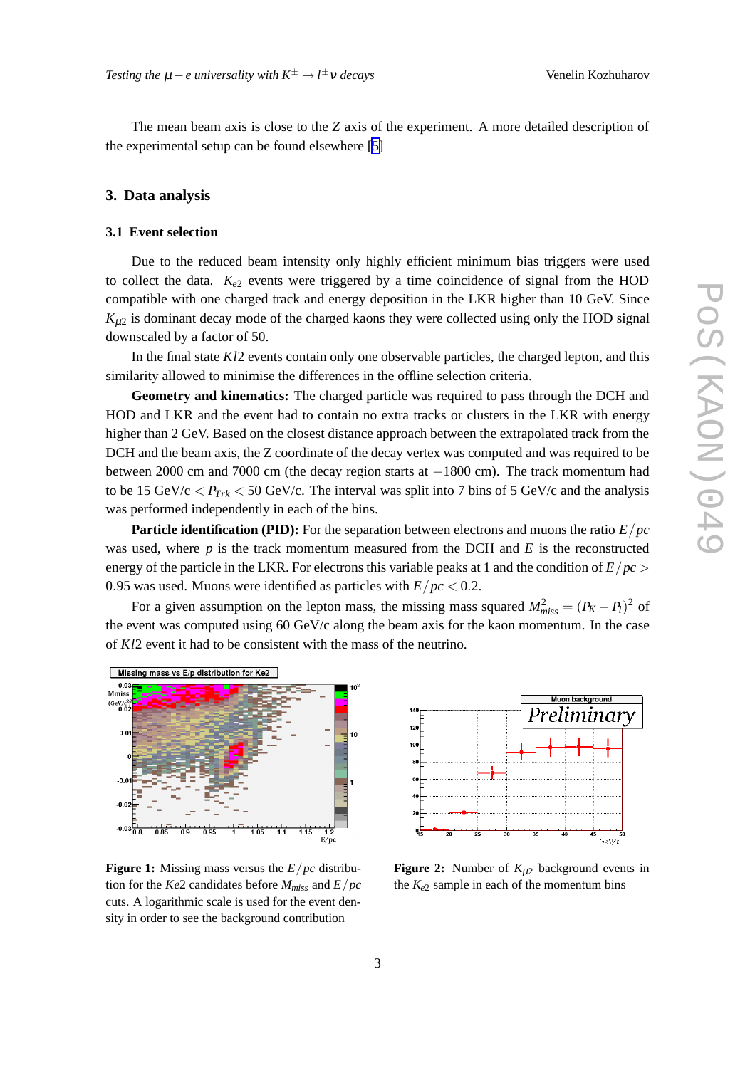The mean beam axis is close to the $Z$ axis of the experiment. A more detailed description of the experimental setup can be found elsewhere [5]

## 3. Data analysis

### 3.1 Event selection

Due to the reduced beam intensity only highly efficient minimum bias triggers were used to collect the data. $K_{e2}$ events were triggered by a time coincidence of signal from the HOD compatible with one charged track and energy deposition in the LKR higher than 10 GeV. Since $K_{\mu 2}$ is dominant decay mode of the charged kaons they were collected using only the HOD signal downscaled by a factor of 50.

In the final state $Kl2$ events contain only one observable particles, the charged lepton, and this similarity allowed to minimise the differences in the offline selection criteria.

**Geometry and kinematics:** The charged particle was required to pass through the DCH and HOD and LKR and the event had to contain no extra tracks or clusters in the LKR with energy higher than 2 GeV. Based on the closest distance approach between the extrapolated track from the DCH and the beam axis, the Z coordinate of the decay vertex was computed and was required to be between 2000 cm and 7000 cm (the decay region starts at $-1800$ cm). The track momentum had to be 15 GeV/c $< P_{Trk} <$ 50 GeV/c. The interval was split into 7 bins of 5 GeV/c and the analysis was performed independently in each of the bins.

**Particle identification (PID):** For the separation between electrons and muons the ratio $E/pc$ was used, where $p$ is the track momentum measured from the DCH and $E$ is the reconstructed energy of the particle in the LKR. For electrons this variable peaks at 1 and the condition of $E/pc >$ 0.95 was used. Muons were identified as particles with $E/pc < 0.2$.

For a given assumption on the lepton mass, the missing mass squared $M^2_{miss} = (P_K - P_l)^2$ of the event was computed using 60 GeV/c along the beam axis for the kaon momentum. In the case of $Kl2$ event it had to be consistent with the mass of the neutrino.

Missing mass vs E/p distribution for Ke2

Mmiss (GeV/c²)²

0.03
0.02
0.01
0
-0.01
-0.02
-0.03

0.8 0.85 0.9 0.95 1 1.05 1.1 1.15 1.2
E/pc

10²
10
1

**Figure 1:** Missing mass versus the $E/pc$ distribution for the $Ke2$ candidates before $M_{miss}$ and $E/pc$ cuts. A logarithmic scale is used for the event density in order to see the background contribution

Muon background

Preliminary

140
120
100
80
60
40
20
0

15 20 25 30 35 40 45 50
GeV/c

**Figure 2:** Number of $K_{\mu 2}$ background events in the $K_{e2}$ sample in each of the momentum bins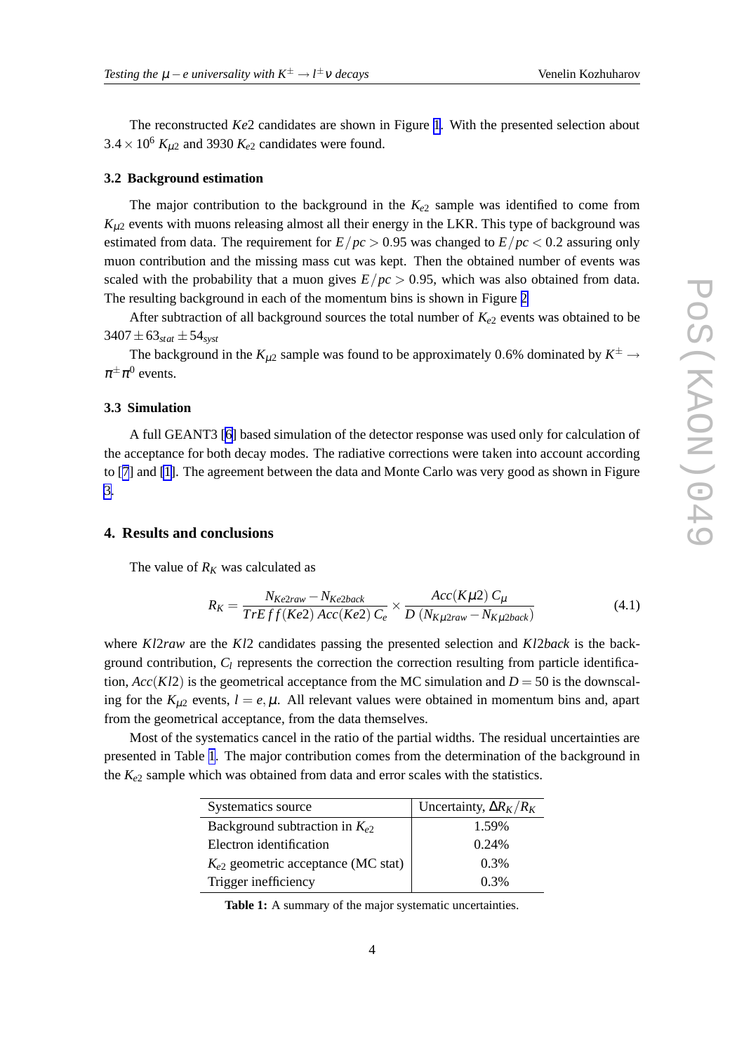The reconstructed $Ke2$ candidates are shown in Figure 1. With the presented selection about $3.4 \times 10^6$ $K_{\mu 2}$ and 3930 $K_{e2}$ candidates were found.

### 3.2 Background estimation

The major contribution to the background in the $K_{e2}$ sample was identified to come from $K_{\mu 2}$ events with muons releasing almost all their energy in the LKR. This type of background was estimated from data. The requirement for $E/pc > 0.95$ was changed to $E/pc < 0.2$ assuring only muon contribution and the missing mass cut was kept. Then the obtained number of events was scaled with the probability that a muon gives $E/pc > 0.95$, which was also obtained from data. The resulting background in each of the momentum bins is shown in Figure 2

After subtraction of all background sources the total number of $K_{e2}$ events was obtained to be $3407 \pm 63_{stat} \pm 54_{syst}$

The background in the $K_{\mu 2}$ sample was found to be approximately 0.6% dominated by $K^{\pm} \rightarrow \pi^{\pm}\pi^{0}$ events.

### 3.3 Simulation

A full GEANT3 [6] based simulation of the detector response was used only for calculation of the acceptance for both decay modes. The radiative corrections were taken into account according to [7] and [1]. The agreement between the data and Monte Carlo was very good as shown in Figure 3.

## 4. Results and conclusions

The value of $R_K$ was calculated as

$$R_K = \frac{N_{Ke2raw} - N_{Ke2back}}{TrEff(Ke2)\, Acc(Ke2)\, C_e} \times \frac{Acc(K\mu 2)\, C_\mu}{D\,(N_{K\mu 2raw} - N_{K\mu 2back})} \tag{4.1}$$

where $Kl2raw$ are the $Kl2$ candidates passing the presented selection and $Kl2back$ is the background contribution, $C_l$ represents the correction the correction resulting from particle identification, $Acc(Kl2)$ is the geometrical acceptance from the MC simulation and $D = 50$ is the downscaling for the $K_{\mu 2}$ events, $l = e, \mu$. All relevant values were obtained in momentum bins and, apart from the geometrical acceptance, from the data themselves.

Most of the systematics cancel in the ratio of the partial widths. The residual uncertainties are presented in Table 1. The major contribution comes from the determination of the background in the $K_{e2}$ sample which was obtained from data and error scales with the statistics.

| Systematics source | Uncertainty, $\Delta R_K / R_K$ |
|---|---|
| Background subtraction in $K_{e2}$ | 1.59% |
| Electron identification | 0.24% |
| $K_{e2}$ geometric acceptance (MC stat) | 0.3% |
| Trigger inefficiency | 0.3% |

**Table 1:** A summary of the major systematic uncertainties.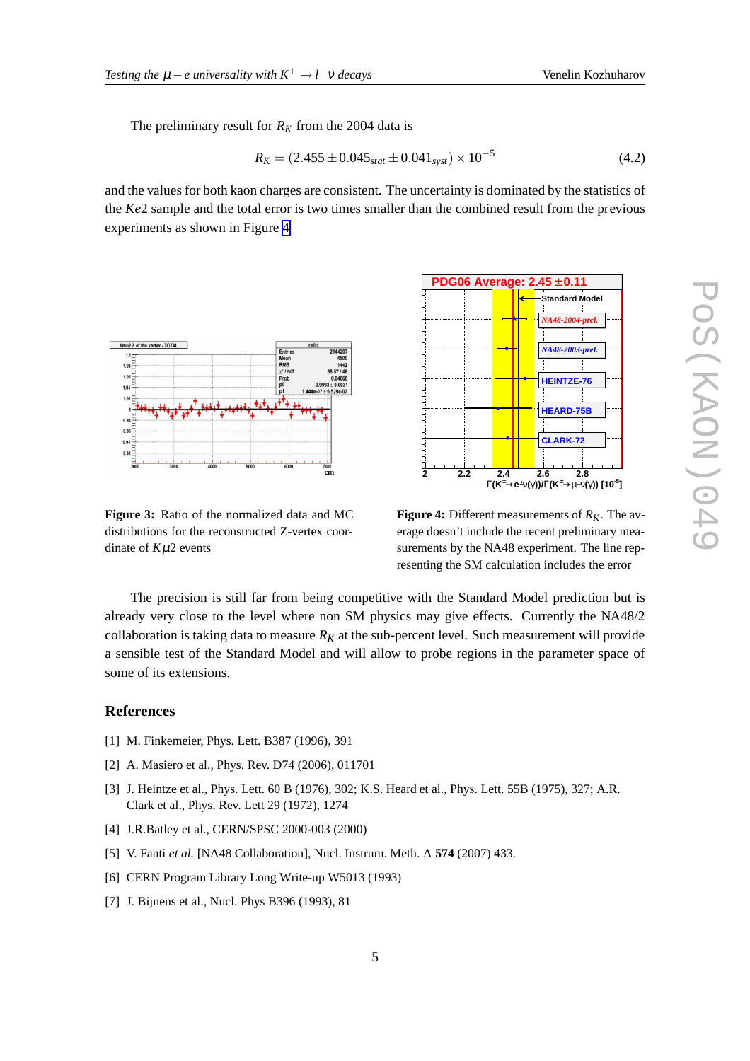The preliminary result for $R_K$ from the 2004 data is

$$R_K = (2.455 \pm 0.045_{stat} \pm 0.041_{syst}) \times 10^{-5} \tag{4.2}$$

and the values for both kaon charges are consistent. The uncertainty is dominated by the statistics of the $Ke2$ sample and the total error is two times smaller than the combined result from the previous experiments as shown in Figure 4

Kmu2 Z of the vertex - TOTAL

ratio

Entries 2144207
Mean 4500
RMS 1442
$\chi^2$ / ndf 65.57 / 48
Prob 0.04668
p0 0.9993 ± 0.0031
p1 1.444e-07 ± 6.529e-07

1.1
1.08
1.06
1.04
1.02
1
0.98
0.96
0.94
0.92

2000
3000
4000
5000
6000
7000
cm

PDG06 Average: 2.45 ±0.11

Standard Model
NA48-2004-prel.
NA48-2003-prel.
HEINTZE-76
HEARD-75B
CLARK-72

2
2.2
2.4
2.6
2.8
$\Gamma(K^{\pm}\to e^{\pm}\nu(\gamma))/\Gamma(K^{\pm}\to \mu^{\pm}\nu(\gamma))$ [$10^{-5}$]

**Figure 3:** Ratio of the normalized data and MC distributions for the reconstructed Z-vertex coordinate of $K\mu2$ events

**Figure 4:** Different measurements of $R_K$. The average doesn't include the recent preliminary measurements by the NA48 experiment. The line representing the SM calculation includes the error

The precision is still far from being competitive with the Standard Model prediction but is already very close to the level where non SM physics may give effects. Currently the NA48/2 collaboration is taking data to measure $R_K$ at the sub-percent level. Such measurement will provide a sensible test of the Standard Model and will allow to probe regions in the parameter space of some of its extensions.

## References

[1] M. Finkemeier, Phys. Lett. B387 (1996), 391

[2] A. Masiero et al., Phys. Rev. D74 (2006), 011701

[3] J. Heintze et al., Phys. Lett. 60 B (1976), 302; K.S. Heard et al., Phys. Lett. 55B (1975), 327; A.R. Clark et al., Phys. Rev. Lett 29 (1972), 1274

[4] J.R.Batley et al., CERN/SPSC 2000-003 (2000)

[5] V. Fanti *et al.* [NA48 Collaboration], Nucl. Instrum. Meth. A **574** (2007) 433.

[6] CERN Program Library Long Write-up W5013 (1993)

[7] J. Bijnens et al., Nucl. Phys B396 (1993), 81